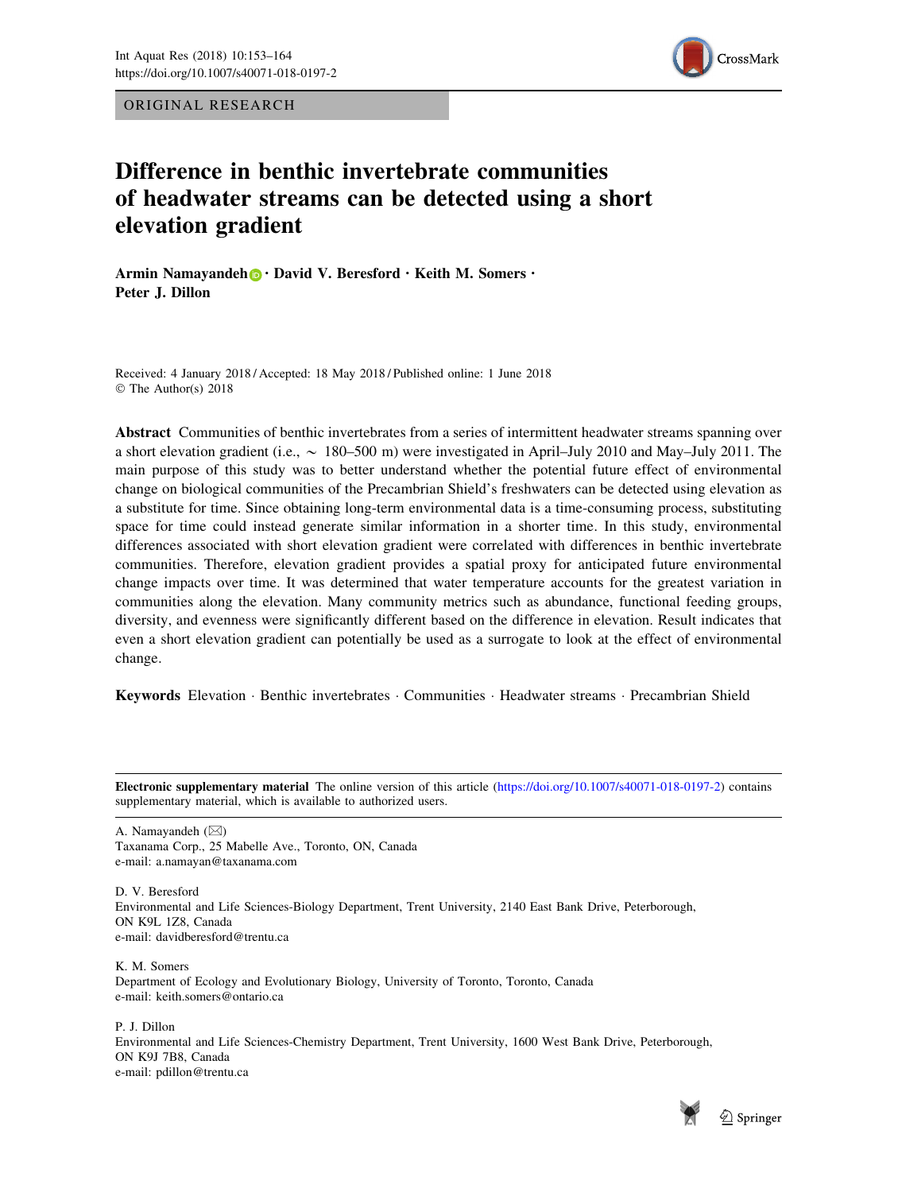ORIGINAL RESEARCH

# Difference in benthic invertebrate communities of headwater streams can be detected using a short elevation gradient

**Armin Namayandeh · David V. Beresford · Keith M. Somers · Peter J. Dillon**

Received: 4 January 2018 / Accepted: 18 May 2018 / Published online: 1 June 2018
© The Author(s) 2018

**Abstract** Communities of benthic invertebrates from a series of intermittent headwater streams spanning over a short elevation gradient (i.e., ~ 180–500 m) were investigated in April–July 2010 and May–July 2011. The main purpose of this study was to better understand whether the potential future effect of environmental change on biological communities of the Precambrian Shield's freshwaters can be detected using elevation as a substitute for time. Since obtaining long-term environmental data is a time-consuming process, substituting space for time could instead generate similar information in a shorter time. In this study, environmental differences associated with short elevation gradient were correlated with differences in benthic invertebrate communities. Therefore, elevation gradient provides a spatial proxy for anticipated future environmental change impacts over time. It was determined that water temperature accounts for the greatest variation in communities along the elevation. Many community metrics such as abundance, functional feeding groups, diversity, and evenness were significantly different based on the difference in elevation. Result indicates that even a short elevation gradient can potentially be used as a surrogate to look at the effect of environmental change.

**Keywords** Elevation · Benthic invertebrates · Communities · Headwater streams · Precambrian Shield

**Electronic supplementary material** The online version of this article (https://doi.org/10.1007/s40071-018-0197-2) contains supplementary material, which is available to authorized users.

A. Namayandeh (✉)
Taxanama Corp., 25 Mabelle Ave., Toronto, ON, Canada
e-mail: a.namayan@taxanama.com

D. V. Beresford
Environmental and Life Sciences-Biology Department, Trent University, 2140 East Bank Drive, Peterborough, ON K9L 1Z8, Canada
e-mail: davidberesford@trentu.ca

K. M. Somers
Department of Ecology and Evolutionary Biology, University of Toronto, Toronto, Canada
e-mail: keith.somers@ontario.ca

P. J. Dillon
Environmental and Life Sciences-Chemistry Department, Trent University, 1600 West Bank Drive, Peterborough, ON K9J 7B8, Canada
e-mail: pdillon@trentu.ca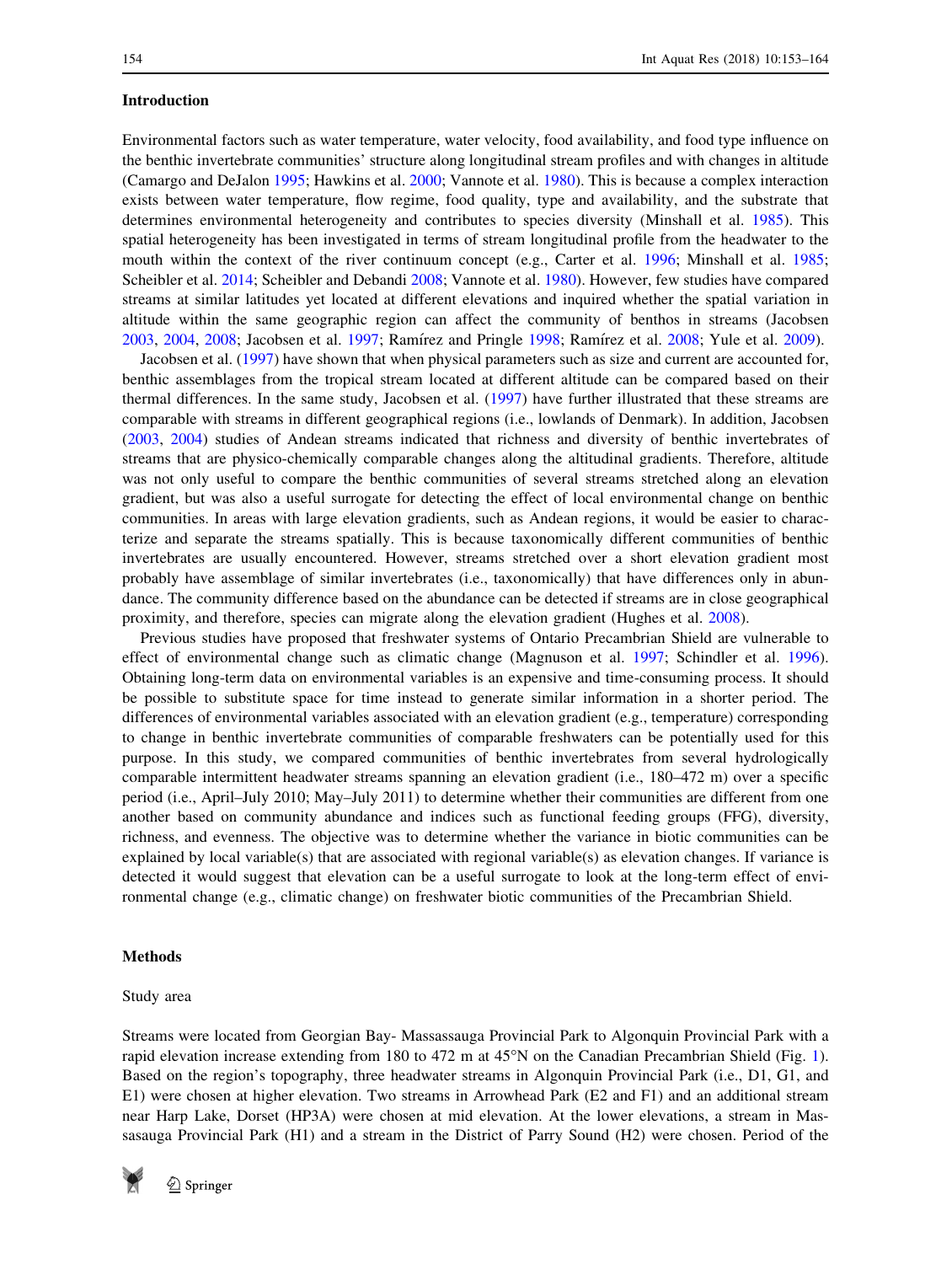## Introduction

Environmental factors such as water temperature, water velocity, food availability, and food type influence on the benthic invertebrate communities' structure along longitudinal stream profiles and with changes in altitude (Camargo and DeJalon 1995; Hawkins et al. 2000; Vannote et al. 1980). This is because a complex interaction exists between water temperature, flow regime, food quality, type and availability, and the substrate that determines environmental heterogeneity and contributes to species diversity (Minshall et al. 1985). This spatial heterogeneity has been investigated in terms of stream longitudinal profile from the headwater to the mouth within the context of the river continuum concept (e.g., Carter et al. 1996; Minshall et al. 1985; Scheibler et al. 2014; Scheibler and Debandi 2008; Vannote et al. 1980). However, few studies have compared streams at similar latitudes yet located at different elevations and inquired whether the spatial variation in altitude within the same geographic region can affect the community of benthos in streams (Jacobsen 2003, 2004, 2008; Jacobsen et al. 1997; Ramírez and Pringle 1998; Ramírez et al. 2008; Yule et al. 2009).

Jacobsen et al. (1997) have shown that when physical parameters such as size and current are accounted for, benthic assemblages from the tropical stream located at different altitude can be compared based on their thermal differences. In the same study, Jacobsen et al. (1997) have further illustrated that these streams are comparable with streams in different geographical regions (i.e., lowlands of Denmark). In addition, Jacobsen (2003, 2004) studies of Andean streams indicated that richness and diversity of benthic invertebrates of streams that are physico-chemically comparable changes along the altitudinal gradients. Therefore, altitude was not only useful to compare the benthic communities of several streams stretched along an elevation gradient, but was also a useful surrogate for detecting the effect of local environmental change on benthic communities. In areas with large elevation gradients, such as Andean regions, it would be easier to characterize and separate the streams spatially. This is because taxonomically different communities of benthic invertebrates are usually encountered. However, streams stretched over a short elevation gradient most probably have assemblage of similar invertebrates (i.e., taxonomically) that have differences only in abundance. The community difference based on the abundance can be detected if streams are in close geographical proximity, and therefore, species can migrate along the elevation gradient (Hughes et al. 2008).

Previous studies have proposed that freshwater systems of Ontario Precambrian Shield are vulnerable to effect of environmental change such as climatic change (Magnuson et al. 1997; Schindler et al. 1996). Obtaining long-term data on environmental variables is an expensive and time-consuming process. It should be possible to substitute space for time instead to generate similar information in a shorter period. The differences of environmental variables associated with an elevation gradient (e.g., temperature) corresponding to change in benthic invertebrate communities of comparable freshwaters can be potentially used for this purpose. In this study, we compared communities of benthic invertebrates from several hydrologically comparable intermittent headwater streams spanning an elevation gradient (i.e., 180–472 m) over a specific period (i.e., April–July 2010; May–July 2011) to determine whether their communities are different from one another based on community abundance and indices such as functional feeding groups (FFG), diversity, richness, and evenness. The objective was to determine whether the variance in biotic communities can be explained by local variable(s) that are associated with regional variable(s) as elevation changes. If variance is detected it would suggest that elevation can be a useful surrogate to look at the long-term effect of environmental change (e.g., climatic change) on freshwater biotic communities of the Precambrian Shield.

## Methods

### Study area

Streams were located from Georgian Bay- Massassauga Provincial Park to Algonquin Provincial Park with a rapid elevation increase extending from 180 to 472 m at 45°N on the Canadian Precambrian Shield (Fig. 1). Based on the region's topography, three headwater streams in Algonquin Provincial Park (i.e., D1, G1, and E1) were chosen at higher elevation. Two streams in Arrowhead Park (E2 and F1) and an additional stream near Harp Lake, Dorset (HP3A) were chosen at mid elevation. At the lower elevations, a stream in Massasauga Provincial Park (H1) and a stream in the District of Parry Sound (H2) were chosen. Period of the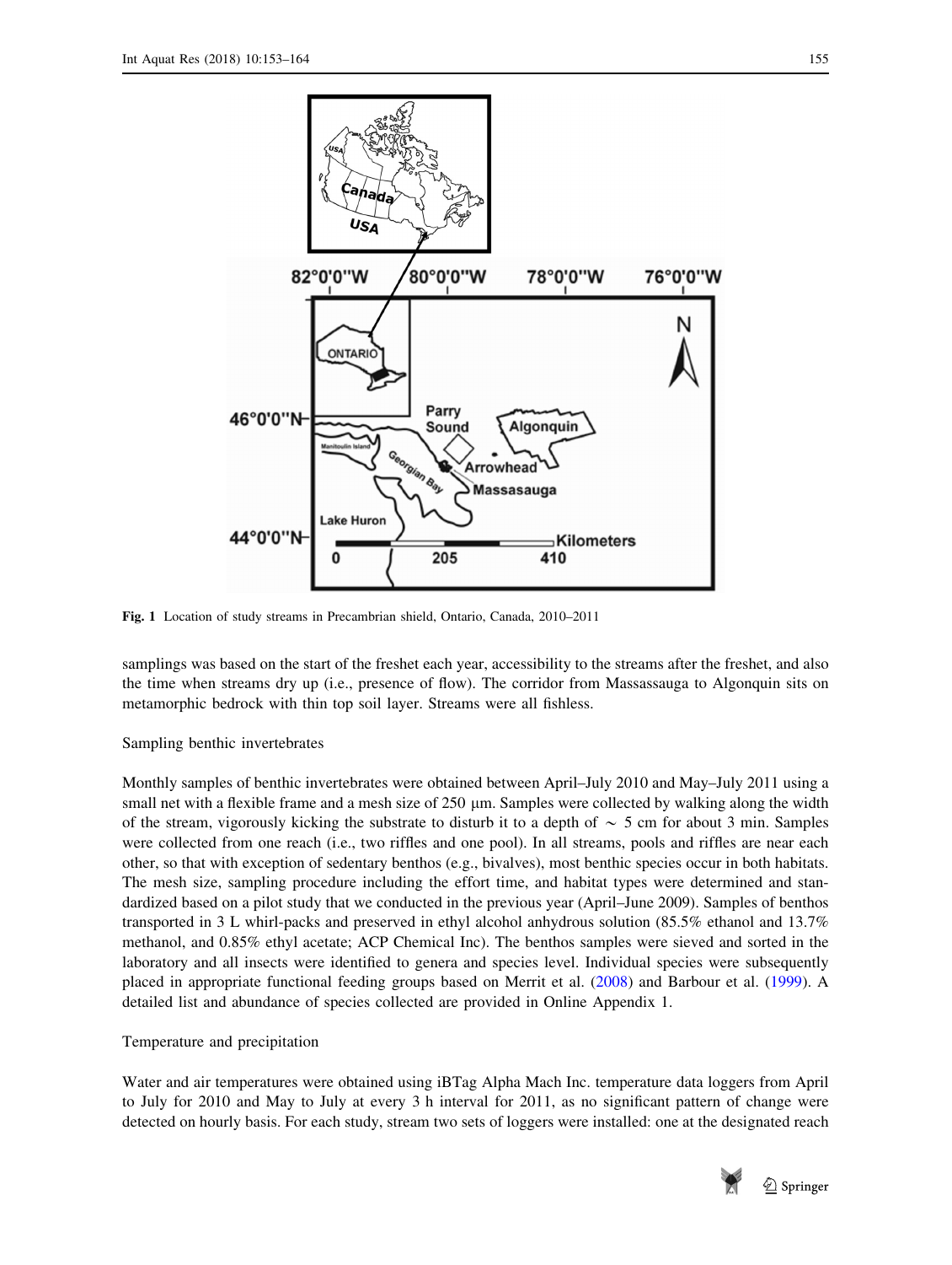Fig. 1 Location of study streams in Precambrian shield, Ontario, Canada, 2010–2011

samplings was based on the start of the freshet each year, accessibility to the streams after the freshet, and also the time when streams dry up (i.e., presence of flow). The corridor from Massassauga to Algonquin sits on metamorphic bedrock with thin top soil layer. Streams were all fishless.

Sampling benthic invertebrates

Monthly samples of benthic invertebrates were obtained between April–July 2010 and May–July 2011 using a small net with a flexible frame and a mesh size of 250 µm. Samples were collected by walking along the width of the stream, vigorously kicking the substrate to disturb it to a depth of ~ 5 cm for about 3 min. Samples were collected from one reach (i.e., two riffles and one pool). In all streams, pools and riffles are near each other, so that with exception of sedentary benthos (e.g., bivalves), most benthic species occur in both habitats. The mesh size, sampling procedure including the effort time, and habitat types were determined and standardized based on a pilot study that we conducted in the previous year (April–June 2009). Samples of benthos transported in 3 L whirl-packs and preserved in ethyl alcohol anhydrous solution (85.5% ethanol and 13.7% methanol, and 0.85% ethyl acetate; ACP Chemical Inc). The benthos samples were sieved and sorted in the laboratory and all insects were identified to genera and species level. Individual species were subsequently placed in appropriate functional feeding groups based on Merrit et al. (2008) and Barbour et al. (1999). A detailed list and abundance of species collected are provided in Online Appendix 1.

Temperature and precipitation

Water and air temperatures were obtained using iBTag Alpha Mach Inc. temperature data loggers from April to July for 2010 and May to July at every 3 h interval for 2011, as no significant pattern of change were detected on hourly basis. For each study, stream two sets of loggers were installed: one at the designated reach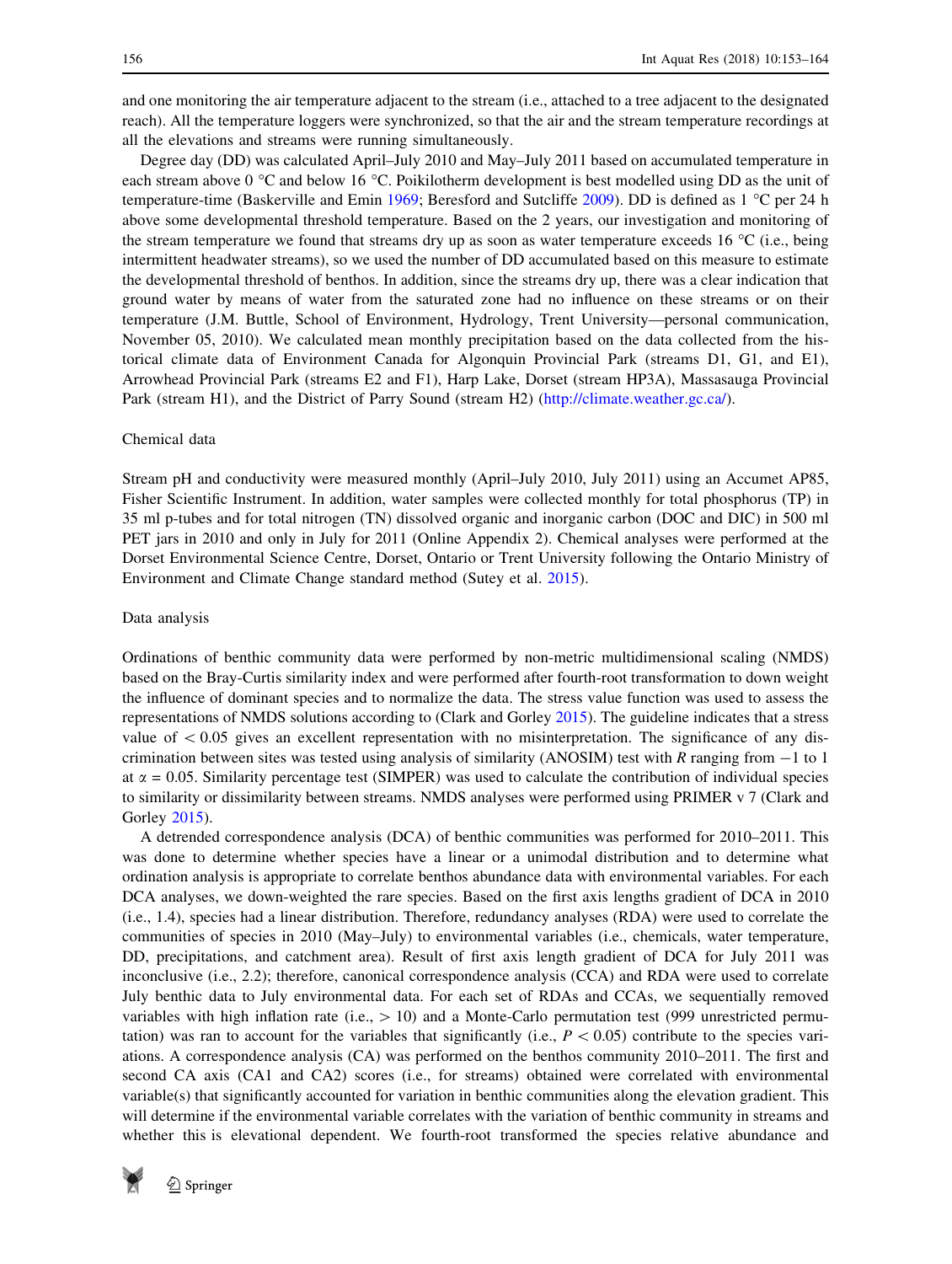and one monitoring the air temperature adjacent to the stream (i.e., attached to a tree adjacent to the designated reach). All the temperature loggers were synchronized, so that the air and the stream temperature recordings at all the elevations and streams were running simultaneously.

Degree day (DD) was calculated April–July 2010 and May–July 2011 based on accumulated temperature in each stream above 0 °C and below 16 °C. Poikilotherm development is best modelled using DD as the unit of temperature-time (Baskerville and Emin 1969; Beresford and Sutcliffe 2009). DD is defined as 1 °C per 24 h above some developmental threshold temperature. Based on the 2 years, our investigation and monitoring of the stream temperature we found that streams dry up as soon as water temperature exceeds 16 °C (i.e., being intermittent headwater streams), so we used the number of DD accumulated based on this measure to estimate the developmental threshold of benthos. In addition, since the streams dry up, there was a clear indication that ground water by means of water from the saturated zone had no influence on these streams or on their temperature (J.M. Buttle, School of Environment, Hydrology, Trent University—personal communication, November 05, 2010). We calculated mean monthly precipitation based on the data collected from the historical climate data of Environment Canada for Algonquin Provincial Park (streams D1, G1, and E1), Arrowhead Provincial Park (streams E2 and F1), Harp Lake, Dorset (stream HP3A), Massasauga Provincial Park (stream H1), and the District of Parry Sound (stream H2) (http://climate.weather.gc.ca/).

### Chemical data

Stream pH and conductivity were measured monthly (April–July 2010, July 2011) using an Accumet AP85, Fisher Scientific Instrument. In addition, water samples were collected monthly for total phosphorus (TP) in 35 ml p-tubes and for total nitrogen (TN) dissolved organic and inorganic carbon (DOC and DIC) in 500 ml PET jars in 2010 and only in July for 2011 (Online Appendix 2). Chemical analyses were performed at the Dorset Environmental Science Centre, Dorset, Ontario or Trent University following the Ontario Ministry of Environment and Climate Change standard method (Sutey et al. 2015).

### Data analysis

Ordinations of benthic community data were performed by non-metric multidimensional scaling (NMDS) based on the Bray-Curtis similarity index and were performed after fourth-root transformation to down weight the influence of dominant species and to normalize the data. The stress value function was used to assess the representations of NMDS solutions according to (Clark and Gorley 2015). The guideline indicates that a stress value of $< 0.05$ gives an excellent representation with no misinterpretation. The significance of any discrimination between sites was tested using analysis of similarity (ANOSIM) test with $R$ ranging from $-1$ to 1 at $\alpha = 0.05$. Similarity percentage test (SIMPER) was used to calculate the contribution of individual species to similarity or dissimilarity between streams. NMDS analyses were performed using PRIMER v 7 (Clark and Gorley 2015).

A detrended correspondence analysis (DCA) of benthic communities was performed for 2010–2011. This was done to determine whether species have a linear or a unimodal distribution and to determine what ordination analysis is appropriate to correlate benthos abundance data with environmental variables. For each DCA analyses, we down-weighted the rare species. Based on the first axis lengths gradient of DCA in 2010 (i.e., 1.4), species had a linear distribution. Therefore, redundancy analyses (RDA) were used to correlate the communities of species in 2010 (May–July) to environmental variables (i.e., chemicals, water temperature, DD, precipitations, and catchment area). Result of first axis length gradient of DCA for July 2011 was inconclusive (i.e., 2.2); therefore, canonical correspondence analysis (CCA) and RDA were used to correlate July benthic data to July environmental data. For each set of RDAs and CCAs, we sequentially removed variables with high inflation rate (i.e., $> 10$) and a Monte-Carlo permutation test (999 unrestricted permutation) was ran to account for the variables that significantly (i.e., $P < 0.05$) contribute to the species variations. A correspondence analysis (CA) was performed on the benthos community 2010–2011. The first and second CA axis (CA1 and CA2) scores (i.e., for streams) obtained were correlated with environmental variable(s) that significantly accounted for variation in benthic communities along the elevation gradient. This will determine if the environmental variable correlates with the variation of benthic community in streams and whether this is elevational dependent. We fourth-root transformed the species relative abundance and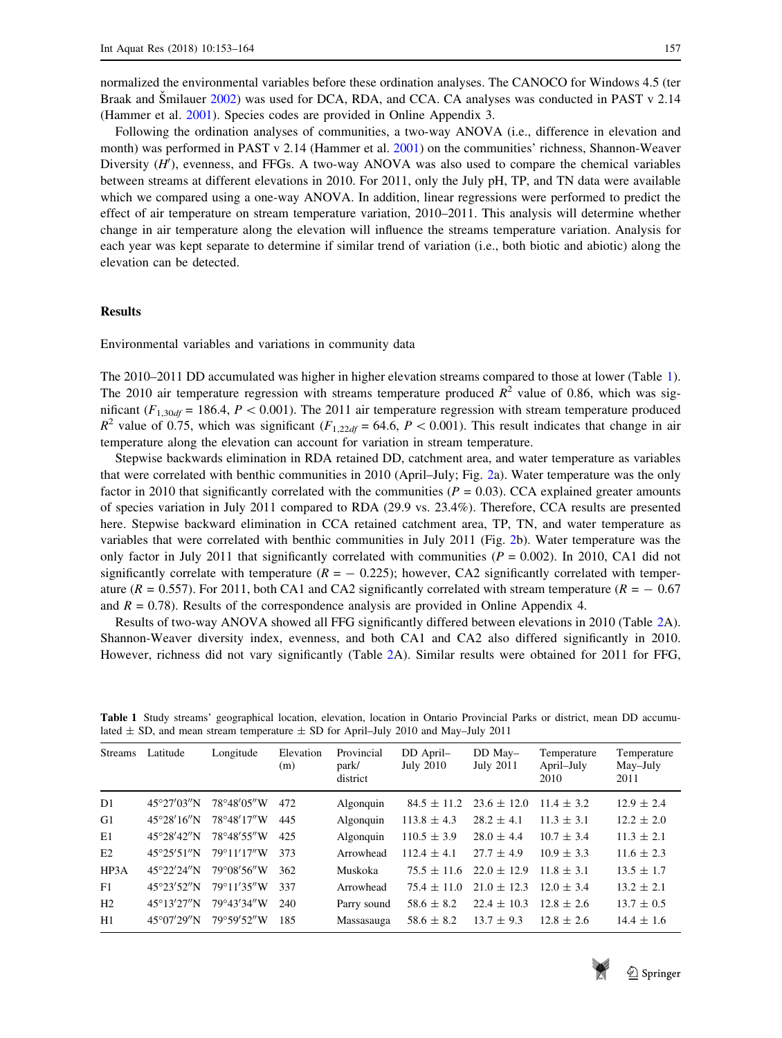normalized the environmental variables before these ordination analyses. The CANOCO for Windows 4.5 (ter Braak and Šmilauer 2002) was used for DCA, RDA, and CCA. CA analyses was conducted in PAST v 2.14 (Hammer et al. 2001). Species codes are provided in Online Appendix 3.

Following the ordination analyses of communities, a two-way ANOVA (i.e., difference in elevation and month) was performed in PAST v 2.14 (Hammer et al. 2001) on the communities' richness, Shannon-Weaver Diversity ($H'$), evenness, and FFGs. A two-way ANOVA was also used to compare the chemical variables between streams at different elevations in 2010. For 2011, only the July pH, TP, and TN data were available which we compared using a one-way ANOVA. In addition, linear regressions were performed to predict the effect of air temperature on stream temperature variation, 2010–2011. This analysis will determine whether change in air temperature along the elevation will influence the streams temperature variation. Analysis for each year was kept separate to determine if similar trend of variation (i.e., both biotic and abiotic) along the elevation can be detected.

## Results

### Environmental variables and variations in community data

The 2010–2011 DD accumulated was higher in higher elevation streams compared to those at lower (Table 1). The 2010 air temperature regression with streams temperature produced $R^2$ value of 0.86, which was significant ($F_{1,30df} = 186.4$, $P < 0.001$). The 2011 air temperature regression with stream temperature produced $R^2$ value of 0.75, which was significant ($F_{1,22df} = 64.6$, $P < 0.001$). This result indicates that change in air temperature along the elevation can account for variation in stream temperature.

Stepwise backwards elimination in RDA retained DD, catchment area, and water temperature as variables that were correlated with benthic communities in 2010 (April–July; Fig. 2a). Water temperature was the only factor in 2010 that significantly correlated with the communities ($P = 0.03$). CCA explained greater amounts of species variation in July 2011 compared to RDA (29.9 vs. 23.4%). Therefore, CCA results are presented here. Stepwise backward elimination in CCA retained catchment area, TP, TN, and water temperature as variables that were correlated with benthic communities in July 2011 (Fig. 2b). Water temperature was the only factor in July 2011 that significantly correlated with communities ($P = 0.002$). In 2010, CA1 did not significantly correlate with temperature ($R = -0.225$); however, CA2 significantly correlated with temperature ($R = 0.557$). For 2011, both CA1 and CA2 significantly correlated with stream temperature ($R = -0.67$ and $R = 0.78$). Results of the correspondence analysis are provided in Online Appendix 4.

Results of two-way ANOVA showed all FFG significantly differed between elevations in 2010 (Table 2A). Shannon-Weaver diversity index, evenness, and both CA1 and CA2 also differed significantly in 2010. However, richness did not vary significantly (Table 2A). Similar results were obtained for 2011 for FFG,

**Table 1** Study streams' geographical location, elevation, location in Ontario Provincial Parks or district, mean DD accumulated ± SD, and mean stream temperature ± SD for April–July 2010 and May–July 2011

| Streams | Latitude | Longitude | Elevation (m) | Provincial park/ district | DD April–July 2010 | DD May–July 2011 | Temperature April–July 2010 | Temperature May–July 2011 |
|---|---|---|---|---|---|---|---|---|
| D1 | 45°27′03″N | 78°48′05″W | 472 | Algonquin | 84.5 ± 11.2 | 23.6 ± 12.0 | 11.4 ± 3.2 | 12.9 ± 2.4 |
| G1 | 45°28′16″N | 78°48′17″W | 445 | Algonquin | 113.8 ± 4.3 | 28.2 ± 4.1 | 11.3 ± 3.1 | 12.2 ± 2.0 |
| E1 | 45°28′42″N | 78°48′55″W | 425 | Algonquin | 110.5 ± 3.9 | 28.0 ± 4.4 | 10.7 ± 3.4 | 11.3 ± 2.1 |
| E2 | 45°25′51″N | 79°11′17″W | 373 | Arrowhead | 112.4 ± 4.1 | 27.7 ± 4.9 | 10.9 ± 3.3 | 11.6 ± 2.3 |
| HP3A | 45°22′24″N | 79°08′56″W | 362 | Muskoka | 75.5 ± 11.6 | 22.0 ± 12.9 | 11.8 ± 3.1 | 13.5 ± 1.7 |
| F1 | 45°23′52″N | 79°11′35″W | 337 | Arrowhead | 75.4 ± 11.0 | 21.0 ± 12.3 | 12.0 ± 3.4 | 13.2 ± 2.1 |
| H2 | 45°13′27″N | 79°43′34″W | 240 | Parry sound | 58.6 ± 8.2 | 22.4 ± 10.3 | 12.8 ± 2.6 | 13.7 ± 0.5 |
| H1 | 45°07′29″N | 79°59′52″W | 185 | Massasauga | 58.6 ± 8.2 | 13.7 ± 9.3 | 12.8 ± 2.6 | 14.4 ± 1.6 |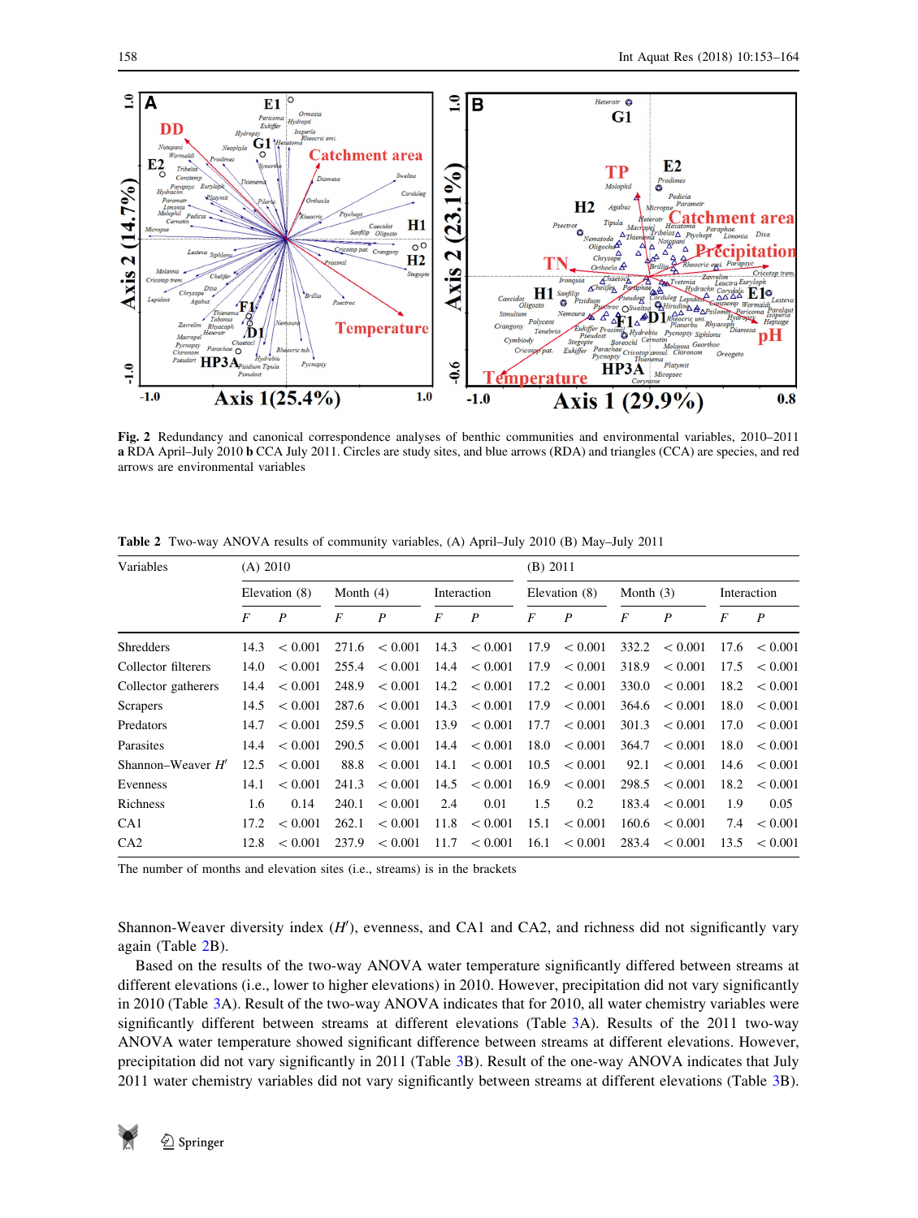**Fig. 2** Redundancy and canonical correspondence analyses of benthic communities and environmental variables, 2010–2011 **a** RDA April–July 2010 **b** CCA July 2011. Circles are study sites, and blue arrows (RDA) and triangles (CCA) are species, and red arrows are environmental variables

**Table 2** Two-way ANOVA results of community variables, (A) April–July 2010 (B) May–July 2011

| Variables | (A) 2010 | | | | | | (B) 2011 | | | | | |
|---|---|---|---|---|---|---|---|---|---|---|---|---|
| | Elevation (8) | | Month (4) | | Interaction | | Elevation (8) | | Month (3) | | Interaction | |
| | *F* | *P* | *F* | *P* | *F* | *P* | *F* | *P* | *F* | *P* | *F* | *P* |
| Shredders | 14.3 | < 0.001 | 271.6 | < 0.001 | 14.3 | < 0.001 | 17.9 | < 0.001 | 332.2 | < 0.001 | 17.6 | < 0.001 |
| Collector filterers | 14.0 | < 0.001 | 255.4 | < 0.001 | 14.4 | < 0.001 | 17.9 | < 0.001 | 318.9 | < 0.001 | 17.5 | < 0.001 |
| Collector gatherers | 14.4 | < 0.001 | 248.9 | < 0.001 | 14.2 | < 0.001 | 17.2 | < 0.001 | 330.0 | < 0.001 | 18.2 | < 0.001 |
| Scrapers | 14.5 | < 0.001 | 287.6 | < 0.001 | 14.3 | < 0.001 | 17.9 | < 0.001 | 364.6 | < 0.001 | 18.0 | < 0.001 |
| Predators | 14.7 | < 0.001 | 259.5 | < 0.001 | 13.9 | < 0.001 | 17.7 | < 0.001 | 301.3 | < 0.001 | 17.0 | < 0.001 |
| Parasites | 14.4 | < 0.001 | 290.5 | < 0.001 | 14.4 | < 0.001 | 18.0 | < 0.001 | 364.7 | < 0.001 | 18.0 | < 0.001 |
| Shannon–Weaver $H'$ | 12.5 | < 0.001 | 88.8 | < 0.001 | 14.1 | < 0.001 | 10.5 | < 0.001 | 92.1 | < 0.001 | 14.6 | < 0.001 |
| Evenness | 14.1 | < 0.001 | 241.3 | < 0.001 | 14.5 | < 0.001 | 16.9 | < 0.001 | 298.5 | < 0.001 | 18.2 | < 0.001 |
| Richness | 1.6 | 0.14 | 240.1 | < 0.001 | 2.4 | 0.01 | 1.5 | 0.2 | 183.4 | < 0.001 | 1.9 | 0.05 |
| CA1 | 17.2 | < 0.001 | 262.1 | < 0.001 | 11.8 | < 0.001 | 15.1 | < 0.001 | 160.6 | < 0.001 | 7.4 | < 0.001 |
| CA2 | 12.8 | < 0.001 | 237.9 | < 0.001 | 11.7 | < 0.001 | 16.1 | < 0.001 | 283.4 | < 0.001 | 13.5 | < 0.001 |

The number of months and elevation sites (i.e., streams) is in the brackets

Shannon-Weaver diversity index ($H'$), evenness, and CA1 and CA2, and richness did not significantly vary again (Table 2B).

Based on the results of the two-way ANOVA water temperature significantly differed between streams at different elevations (i.e., lower to higher elevations) in 2010. However, precipitation did not vary significantly in 2010 (Table 3A). Result of the two-way ANOVA indicates that for 2010, all water chemistry variables were significantly different between streams at different elevations (Table 3A). Results of the 2011 two-way ANOVA water temperature showed significant difference between streams at different elevations. However, precipitation did not vary significantly in 2011 (Table 3B). Result of the one-way ANOVA indicates that July 2011 water chemistry variables did not vary significantly between streams at different elevations (Table 3B).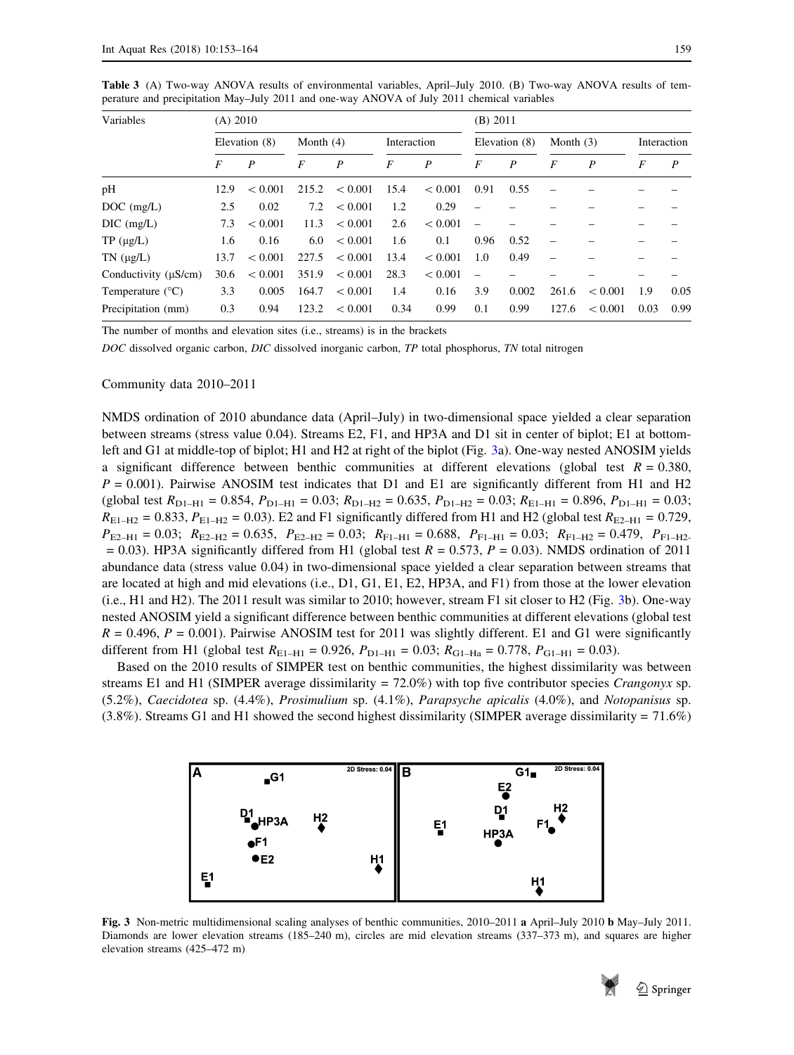**Table 3** (A) Two-way ANOVA results of environmental variables, April–July 2010. (B) Two-way ANOVA results of temperature and precipitation May–July 2011 and one-way ANOVA of July 2011 chemical variables

| Variables | (A) 2010 | | | | | | (B) 2011 | | | | | |
|---|---|---|---|---|---|---|---|---|---|---|---|---|
| | Elevation (8) | | Month (4) | | Interaction | | Elevation (8) | | Month (3) | | Interaction | |
| | *F* | *P* | *F* | *P* | *F* | *P* | *F* | *P* | *F* | *P* | *F* | *P* |
| pH | 12.9 | < 0.001 | 215.2 | < 0.001 | 15.4 | < 0.001 | 0.91 | 0.55 | – | – | – | – |
| DOC (mg/L) | 2.5 | 0.02 | 7.2 | < 0.001 | 1.2 | 0.29 | – | – | – | – | – | – |
| DIC (mg/L) | 7.3 | < 0.001 | 11.3 | < 0.001 | 2.6 | < 0.001 | – | – | – | – | – | – |
| TP (μg/L) | 1.6 | 0.16 | 6.0 | < 0.001 | 1.6 | 0.1 | 0.96 | 0.52 | – | – | – | – |
| TN (μg/L) | 13.7 | < 0.001 | 227.5 | < 0.001 | 13.4 | < 0.001 | 1.0 | 0.49 | – | – | – | – |
| Conductivity (μS/cm) | 30.6 | < 0.001 | 351.9 | < 0.001 | 28.3 | < 0.001 | – | – | – | – | – | – |
| Temperature (°C) | 3.3 | 0.005 | 164.7 | < 0.001 | 1.4 | 0.16 | 3.9 | 0.002 | 261.6 | < 0.001 | 1.9 | 0.05 |
| Precipitation (mm) | 0.3 | 0.94 | 123.2 | < 0.001 | 0.34 | 0.99 | 0.1 | 0.99 | 127.6 | < 0.001 | 0.03 | 0.99 |

The number of months and elevation sites (i.e., streams) is in the brackets

*DOC* dissolved organic carbon, *DIC* dissolved inorganic carbon, *TP* total phosphorus, *TN* total nitrogen

## Community data 2010–2011

NMDS ordination of 2010 abundance data (April–July) in two-dimensional space yielded a clear separation between streams (stress value 0.04). Streams E2, F1, and HP3A and D1 sit in center of biplot; E1 at bottom-left and G1 at middle-top of biplot; H1 and H2 at right of the biplot (Fig. 3a). One-way nested ANOSIM yields a significant difference between benthic communities at different elevations (global test $R = 0.380$, $P = 0.001$). Pairwise ANOSIM test indicates that D1 and E1 are significantly different from H1 and H2 (global test $R_{D1–H1} = 0.854$, $P_{D1–H1} = 0.03$; $R_{D1–H2} = 0.635$, $P_{D1–H2} = 0.03$; $R_{E1–H1} = 0.896$, $P_{D1–H1} = 0.03$; $R_{E1–H2} = 0.833$, $P_{E1–H2} = 0.03$). E2 and F1 significantly differed from H1 and H2 (global test $R_{E2–H1} = 0.729$, $P_{E2–H1} = 0.03$; $R_{E2–H2} = 0.635$, $P_{E2–H2} = 0.03$; $R_{F1–H1} = 0.688$, $P_{F1–H1} = 0.03$; $R_{F1–H2} = 0.479$, $P_{F1–H2} = 0.03$). HP3A significantly differed from H1 (global test $R = 0.573$, $P = 0.03$). NMDS ordination of 2011 abundance data (stress value 0.04) in two-dimensional space yielded a clear separation between streams that are located at high and mid elevations (i.e., D1, G1, E1, E2, HP3A, and F1) from those at the lower elevation (i.e., H1 and H2). The 2011 result was similar to 2010; however, stream F1 sit closer to H2 (Fig. 3b). One-way nested ANOSIM yield a significant difference between benthic communities at different elevations (global test $R = 0.496$, $P = 0.001$). Pairwise ANOSIM test for 2011 was slightly different. E1 and G1 were significantly different from H1 (global test $R_{E1–H1} = 0.926$, $P_{D1–H1} = 0.03$; $R_{G1–Ha} = 0.778$, $P_{G1–H1} = 0.03$).

Based on the 2010 results of SIMPER test on benthic communities, the highest dissimilarity was between streams E1 and H1 (SIMPER average dissimilarity = 72.0%) with top five contributor species *Crangonyx* sp. (5.2%), *Caecidotea* sp. (4.4%), *Prosimulium* sp. (4.1%), *Parapsyche apicalis* (4.0%), and *Notopanisus* sp. (3.8%). Streams G1 and H1 showed the second highest dissimilarity (SIMPER average dissimilarity = 71.6%)

**Fig. 3** Non-metric multidimensional scaling analyses of benthic communities, 2010–2011 **a** April–July 2010 **b** May–July 2011. Diamonds are lower elevation streams (185–240 m), circles are mid elevation streams (337–373 m), and squares are higher elevation streams (425–472 m)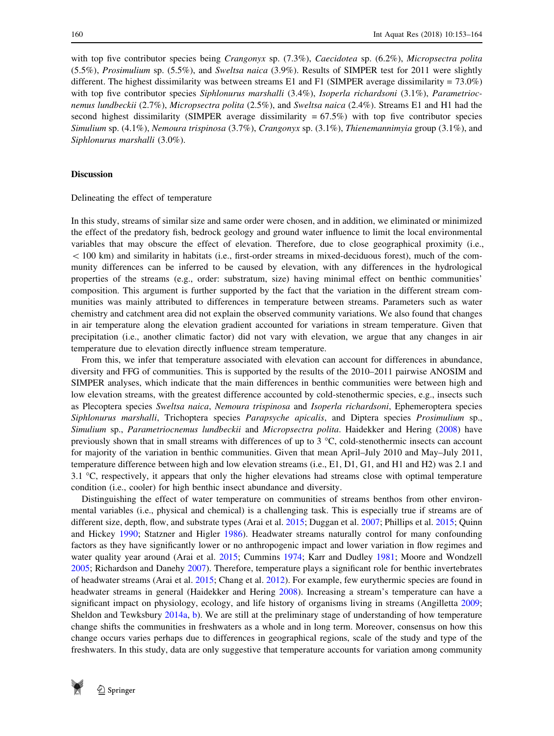with top five contributor species being *Crangonyx* sp. (7.3%), *Caecidotea* sp. (6.2%), *Micropsectra polita* (5.5%), *Prosimulium* sp. (5.5%), and *Sweltsa naica* (3.9%). Results of SIMPER test for 2011 were slightly different. The highest dissimilarity was between streams E1 and F1 (SIMPER average dissimilarity = 73.0%) with top five contributor species *Siphlonurus marshalli* (3.4%), *Isoperla richardsoni* (3.1%), *Parametriocnemus lundbeckii* (2.7%), *Micropsectra polita* (2.5%), and *Sweltsa naica* (2.4%). Streams E1 and H1 had the second highest dissimilarity (SIMPER average dissimilarity = 67.5%) with top five contributor species *Simulium* sp. (4.1%), *Nemoura trispinosa* (3.7%), *Crangonyx* sp. (3.1%), *Thienemannimyia* group (3.1%), and *Siphlonurus marshalli* (3.0%).

## Discussion

### Delineating the effect of temperature

In this study, streams of similar size and same order were chosen, and in addition, we eliminated or minimized the effect of the predatory fish, bedrock geology and ground water influence to limit the local environmental variables that may obscure the effect of elevation. Therefore, due to close geographical proximity (i.e., < 100 km) and similarity in habitats (i.e., first-order streams in mixed-deciduous forest), much of the community differences can be inferred to be caused by elevation, with any differences in the hydrological properties of the streams (e.g., order: substratum, size) having minimal effect on benthic communities' composition. This argument is further supported by the fact that the variation in the different stream communities was mainly attributed to differences in temperature between streams. Parameters such as water chemistry and catchment area did not explain the observed community variations. We also found that changes in air temperature along the elevation gradient accounted for variations in stream temperature. Given that precipitation (i.e., another climatic factor) did not vary with elevation, we argue that any changes in air temperature due to elevation directly influence stream temperature.

From this, we infer that temperature associated with elevation can account for differences in abundance, diversity and FFG of communities. This is supported by the results of the 2010–2011 pairwise ANOSIM and SIMPER analyses, which indicate that the main differences in benthic communities were between high and low elevation streams, with the greatest difference accounted by cold-stenothermic species, e.g., insects such as Plecoptera species *Sweltsa naica*, *Nemoura trispinosa* and *Isoperla richardsoni*, Ephemeroptera species *Siphlonurus marshalli*, Trichoptera species *Parapsyche apicalis*, and Diptera species *Prosimulium* sp., *Simulium* sp., *Parametriocnemus lundbeckii* and *Micropsectra polita*. Haidekker and Hering (2008) have previously shown that in small streams with differences of up to 3 °C, cold-stenothermic insects can account for majority of the variation in benthic communities. Given that mean April–July 2010 and May–July 2011, temperature difference between high and low elevation streams (i.e., E1, D1, G1, and H1 and H2) was 2.1 and 3.1 °C, respectively, it appears that only the higher elevations had streams close with optimal temperature condition (i.e., cooler) for high benthic insect abundance and diversity.

Distinguishing the effect of water temperature on communities of streams benthos from other environmental variables (i.e., physical and chemical) is a challenging task. This is especially true if streams are of different size, depth, flow, and substrate types (Arai et al. 2015; Duggan et al. 2007; Phillips et al. 2015; Quinn and Hickey 1990; Statzner and Higler 1986). Headwater streams naturally control for many confounding factors as they have significantly lower or no anthropogenic impact and lower variation in flow regimes and water quality year around (Arai et al. 2015; Cummins 1974; Karr and Dudley 1981; Moore and Wondzell 2005; Richardson and Danehy 2007). Therefore, temperature plays a significant role for benthic invertebrates of headwater streams (Arai et al. 2015; Chang et al. 2012). For example, few eurythermic species are found in headwater streams in general (Haidekker and Hering 2008). Increasing a stream's temperature can have a significant impact on physiology, ecology, and life history of organisms living in streams (Angilletta 2009; Sheldon and Tewksbury 2014a, b). We are still at the preliminary stage of understanding of how temperature change shifts the communities in freshwaters as a whole and in long term. Moreover, consensus on how this change occurs varies perhaps due to differences in geographical regions, scale of the study and type of the freshwaters. In this study, data are only suggestive that temperature accounts for variation among community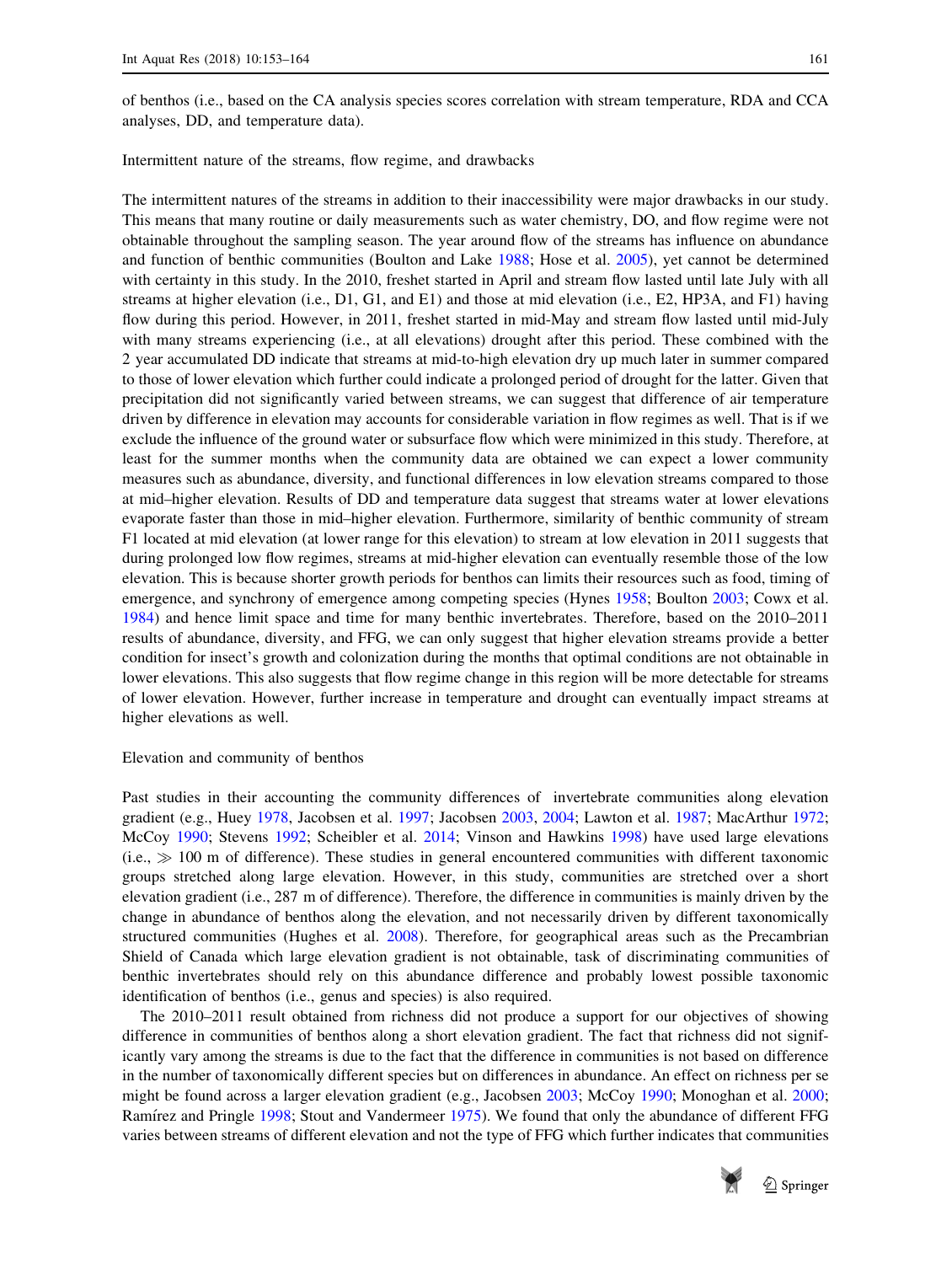of benthos (i.e., based on the CA analysis species scores correlation with stream temperature, RDA and CCA analyses, DD, and temperature data).

### Intermittent nature of the streams, flow regime, and drawbacks

The intermittent natures of the streams in addition to their inaccessibility were major drawbacks in our study. This means that many routine or daily measurements such as water chemistry, DO, and flow regime were not obtainable throughout the sampling season. The year around flow of the streams has influence on abundance and function of benthic communities (Boulton and Lake 1988; Hose et al. 2005), yet cannot be determined with certainty in this study. In the 2010, freshet started in April and stream flow lasted until late July with all streams at higher elevation (i.e., D1, G1, and E1) and those at mid elevation (i.e., E2, HP3A, and F1) having flow during this period. However, in 2011, freshet started in mid-May and stream flow lasted until mid-July with many streams experiencing (i.e., at all elevations) drought after this period. These combined with the 2 year accumulated DD indicate that streams at mid-to-high elevation dry up much later in summer compared to those of lower elevation which further could indicate a prolonged period of drought for the latter. Given that precipitation did not significantly varied between streams, we can suggest that difference of air temperature driven by difference in elevation may accounts for considerable variation in flow regimes as well. That is if we exclude the influence of the ground water or subsurface flow which were minimized in this study. Therefore, at least for the summer months when the community data are obtained we can expect a lower community measures such as abundance, diversity, and functional differences in low elevation streams compared to those at mid–higher elevation. Results of DD and temperature data suggest that streams water at lower elevations evaporate faster than those in mid–higher elevation. Furthermore, similarity of benthic community of stream F1 located at mid elevation (at lower range for this elevation) to stream at low elevation in 2011 suggests that during prolonged low flow regimes, streams at mid-higher elevation can eventually resemble those of the low elevation. This is because shorter growth periods for benthos can limits their resources such as food, timing of emergence, and synchrony of emergence among competing species (Hynes 1958; Boulton 2003; Cowx et al. 1984) and hence limit space and time for many benthic invertebrates. Therefore, based on the 2010–2011 results of abundance, diversity, and FFG, we can only suggest that higher elevation streams provide a better condition for insect's growth and colonization during the months that optimal conditions are not obtainable in lower elevations. This also suggests that flow regime change in this region will be more detectable for streams of lower elevation. However, further increase in temperature and drought can eventually impact streams at higher elevations as well.

### Elevation and community of benthos

Past studies in their accounting the community differences of invertebrate communities along elevation gradient (e.g., Huey 1978, Jacobsen et al. 1997; Jacobsen 2003, 2004; Lawton et al. 1987; MacArthur 1972; McCoy 1990; Stevens 1992; Scheibler et al. 2014; Vinson and Hawkins 1998) have used large elevations (i.e., $\gg$ 100 m of difference). These studies in general encountered communities with different taxonomic groups stretched along large elevation. However, in this study, communities are stretched over a short elevation gradient (i.e., 287 m of difference). Therefore, the difference in communities is mainly driven by the change in abundance of benthos along the elevation, and not necessarily driven by different taxonomically structured communities (Hughes et al. 2008). Therefore, for geographical areas such as the Precambrian Shield of Canada which large elevation gradient is not obtainable, task of discriminating communities of benthic invertebrates should rely on this abundance difference and probably lowest possible taxonomic identification of benthos (i.e., genus and species) is also required.

The 2010–2011 result obtained from richness did not produce a support for our objectives of showing difference in communities of benthos along a short elevation gradient. The fact that richness did not significantly vary among the streams is due to the fact that the difference in communities is not based on difference in the number of taxonomically different species but on differences in abundance. An effect on richness per se might be found across a larger elevation gradient (e.g., Jacobsen 2003; McCoy 1990; Monoghan et al. 2000; Ramírez and Pringle 1998; Stout and Vandermeer 1975). We found that only the abundance of different FFG varies between streams of different elevation and not the type of FFG which further indicates that communities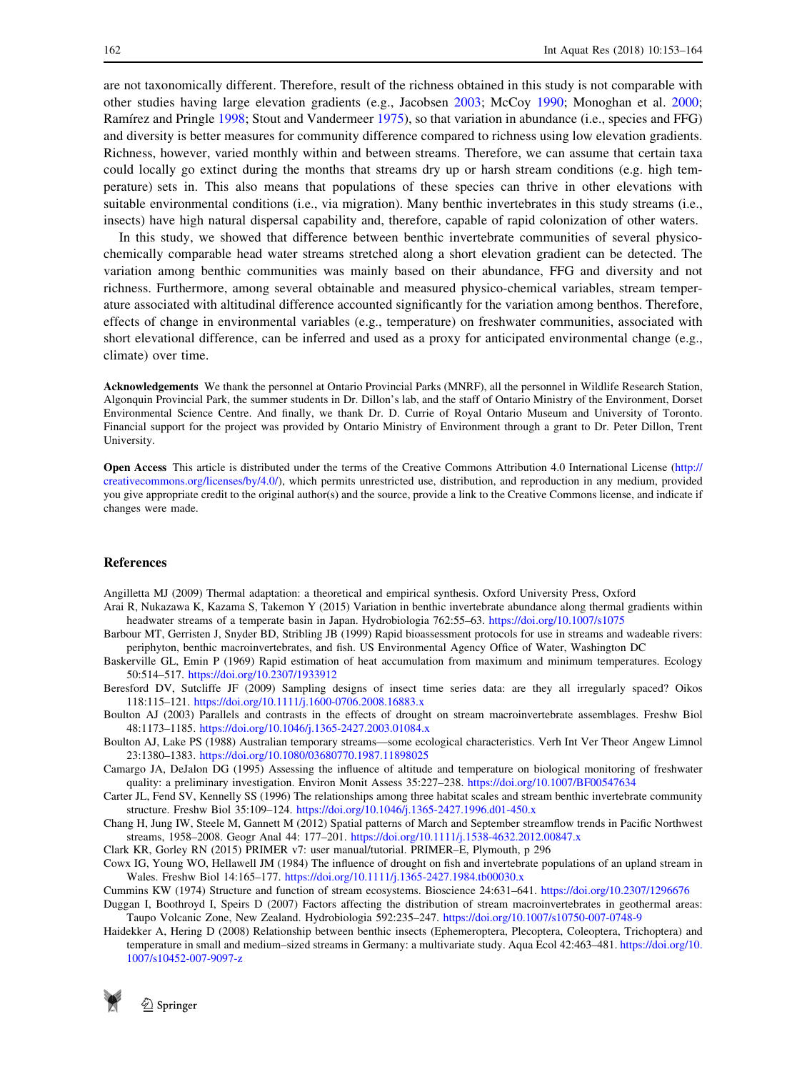are not taxonomically different. Therefore, result of the richness obtained in this study is not comparable with other studies having large elevation gradients (e.g., Jacobsen 2003; McCoy 1990; Monoghan et al. 2000; Ramírez and Pringle 1998; Stout and Vandermeer 1975), so that variation in abundance (i.e., species and FFG) and diversity is better measures for community difference compared to richness using low elevation gradients. Richness, however, varied monthly within and between streams. Therefore, we can assume that certain taxa could locally go extinct during the months that streams dry up or harsh stream conditions (e.g. high temperature) sets in. This also means that populations of these species can thrive in other elevations with suitable environmental conditions (i.e., via migration). Many benthic invertebrates in this study streams (i.e., insects) have high natural dispersal capability and, therefore, capable of rapid colonization of other waters.

In this study, we showed that difference between benthic invertebrate communities of several physico-chemically comparable head water streams stretched along a short elevation gradient can be detected. The variation among benthic communities was mainly based on their abundance, FFG and diversity and not richness. Furthermore, among several obtainable and measured physico-chemical variables, stream temperature associated with altitudinal difference accounted significantly for the variation among benthos. Therefore, effects of change in environmental variables (e.g., temperature) on freshwater communities, associated with short elevational difference, can be inferred and used as a proxy for anticipated environmental change (e.g., climate) over time.

**Acknowledgements** We thank the personnel at Ontario Provincial Parks (MNRF), all the personnel in Wildlife Research Station, Algonquin Provincial Park, the summer students in Dr. Dillon's lab, and the staff of Ontario Ministry of the Environment, Dorset Environmental Science Centre. And finally, we thank Dr. D. Currie of Royal Ontario Museum and University of Toronto. Financial support for the project was provided by Ontario Ministry of Environment through a grant to Dr. Peter Dillon, Trent University.

**Open Access** This article is distributed under the terms of the Creative Commons Attribution 4.0 International License (http://creativecommons.org/licenses/by/4.0/), which permits unrestricted use, distribution, and reproduction in any medium, provided you give appropriate credit to the original author(s) and the source, provide a link to the Creative Commons license, and indicate if changes were made.

## References

Angilletta MJ (2009) Thermal adaptation: a theoretical and empirical synthesis. Oxford University Press, Oxford

Arai R, Nukazawa K, Kazama S, Takemon Y (2015) Variation in benthic invertebrate abundance along thermal gradients within headwater streams of a temperate basin in Japan. Hydrobiologia 762:55–63. https://doi.org/10.1007/s1075

Barbour MT, Gerritsen J, Snyder BD, Stribling JB (1999) Rapid bioassessment protocols for use in streams and wadeable rivers: periphyton, benthic macroinvertebrates, and fish. US Environmental Agency Office of Water, Washington DC

Baskerville GL, Emin P (1969) Rapid estimation of heat accumulation from maximum and minimum temperatures. Ecology 50:514–517. https://doi.org/10.2307/1933912

Beresford DV, Sutcliffe JF (2009) Sampling designs of insect time series data: are they all irregularly spaced? Oikos 118:115–121. https://doi.org/10.1111/j.1600-0706.2008.16883.x

Boulton AJ (2003) Parallels and contrasts in the effects of drought on stream macroinvertebrate assemblages. Freshw Biol 48:1173–1185. https://doi.org/10.1046/j.1365-2427.2003.01084.x

Boulton AJ, Lake PS (1988) Australian temporary streams—some ecological characteristics. Verh Int Ver Theor Angew Limnol 23:1380–1383. https://doi.org/10.1080/03680770.1987.11898025

Camargo JA, DeJalon DG (1995) Assessing the influence of altitude and temperature on biological monitoring of freshwater quality: a preliminary investigation. Environ Monit Assess 35:227–238. https://doi.org/10.1007/BF00547634

Carter JL, Fend SV, Kennelly SS (1996) The relationships among three habitat scales and stream benthic invertebrate community structure. Freshw Biol 35:109–124. https://doi.org/10.1046/j.1365-2427.1996.d01-450.x

Chang H, Jung IW, Steele M, Gannett M (2012) Spatial patterns of March and September streamflow trends in Pacific Northwest streams, 1958–2008. Geogr Anal 44: 177–201. https://doi.org/10.1111/j.1538-4632.2012.00847.x

Clark KR, Gorley RN (2015) PRIMER v7: user manual/tutorial. PRIMER–E, Plymouth, p 296

Cowx IG, Young WO, Hellawell JM (1984) The influence of drought on fish and invertebrate populations of an upland stream in Wales. Freshw Biol 14:165–177. https://doi.org/10.1111/j.1365-2427.1984.tb00030.x

Cummins KW (1974) Structure and function of stream ecosystems. Bioscience 24:631–641. https://doi.org/10.2307/1296676

Duggan I, Boothroyd I, Speirs D (2007) Factors affecting the distribution of stream macroinvertebrates in geothermal areas: Taupo Volcanic Zone, New Zealand. Hydrobiologia 592:235–247. https://doi.org/10.1007/s10750-007-0748-9

Haidekker A, Hering D (2008) Relationship between benthic insects (Ephemeroptera, Plecoptera, Coleoptera, Trichoptera) and temperature in small and medium–sized streams in Germany: a multivariate study. Aqua Ecol 42:463–481. https://doi.org/10.1007/s10452-007-9097-z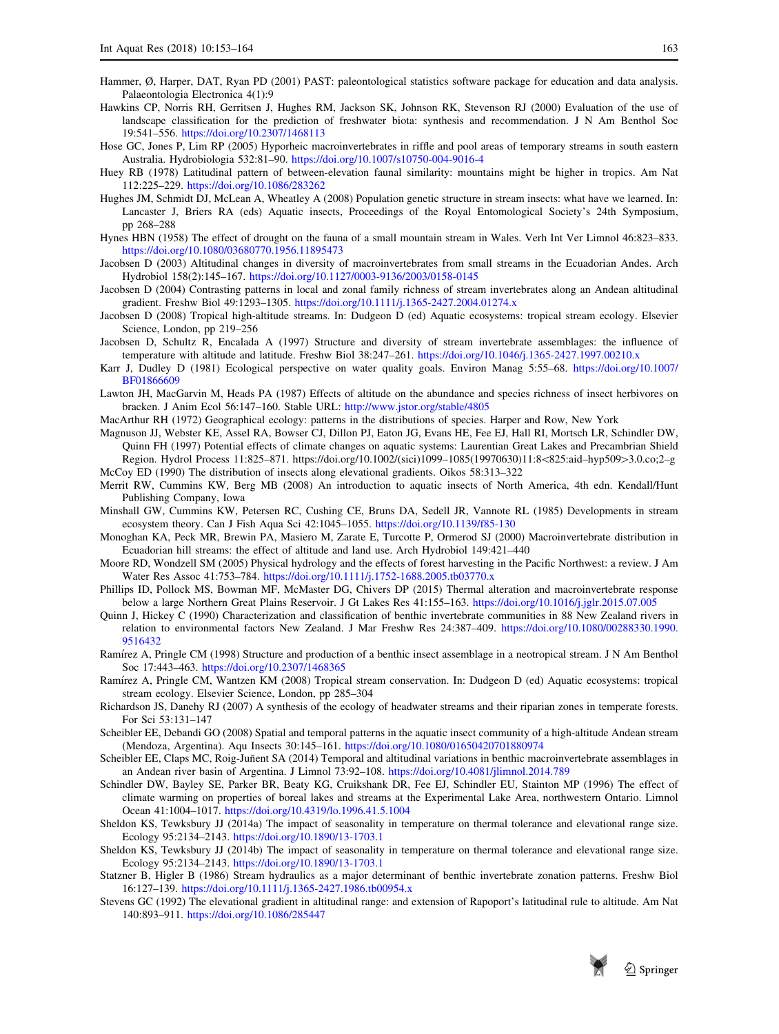Hammer, Ø, Harper, DAT, Ryan PD (2001) PAST: paleontological statistics software package for education and data analysis. Palaeontologia Electronica 4(1):9

Hawkins CP, Norris RH, Gerritsen J, Hughes RM, Jackson SK, Johnson RK, Stevenson RJ (2000) Evaluation of the use of landscape classification for the prediction of freshwater biota: synthesis and recommendation. J N Am Benthol Soc 19:541–556. https://doi.org/10.2307/1468113

Hose GC, Jones P, Lim RP (2005) Hyporheic macroinvertebrates in riffle and pool areas of temporary streams in south eastern Australia. Hydrobiologia 532:81–90. https://doi.org/10.1007/s10750-004-9016-4

Huey RB (1978) Latitudinal pattern of between-elevation faunal similarity: mountains might be higher in tropics. Am Nat 112:225–229. https://doi.org/10.1086/283262

Hughes JM, Schmidt DJ, McLean A, Wheatley A (2008) Population genetic structure in stream insects: what have we learned. In: Lancaster J, Briers RA (eds) Aquatic insects, Proceedings of the Royal Entomological Society's 24th Symposium, pp 268–288

Hynes HBN (1958) The effect of drought on the fauna of a small mountain stream in Wales. Verh Int Ver Limnol 46:823–833. https://doi.org/10.1080/03680770.1956.11895473

Jacobsen D (2003) Altitudinal changes in diversity of macroinvertebrates from small streams in the Ecuadorian Andes. Arch Hydrobiol 158(2):145–167. https://doi.org/10.1127/0003-9136/2003/0158-0145

Jacobsen D (2004) Contrasting patterns in local and zonal family richness of stream invertebrates along an Andean altitudinal gradient. Freshw Biol 49:1293–1305. https://doi.org/10.1111/j.1365-2427.2004.01274.x

Jacobsen D (2008) Tropical high-altitude streams. In: Dudgeon D (ed) Aquatic ecosystems: tropical stream ecology. Elsevier Science, London, pp 219–256

Jacobsen D, Schultz R, Encalada A (1997) Structure and diversity of stream invertebrate assemblages: the influence of temperature with altitude and latitude. Freshw Biol 38:247–261. https://doi.org/10.1046/j.1365-2427.1997.00210.x

Karr J, Dudley D (1981) Ecological perspective on water quality goals. Environ Manag 5:55–68. https://doi.org/10.1007/BF01866609

Lawton JH, MacGarvin M, Heads PA (1987) Effects of altitude on the abundance and species richness of insect herbivores on bracken. J Anim Ecol 56:147–160. Stable URL: http://www.jstor.org/stable/4805

MacArthur RH (1972) Geographical ecology: patterns in the distributions of species. Harper and Row, New York

Magnuson JJ, Webster KE, Assel RA, Bowser CJ, Dillon PJ, Eaton JG, Evans HE, Fee EJ, Hall RI, Mortsch LR, Schindler DW, Quinn FH (1997) Potential effects of climate changes on aquatic systems: Laurentian Great Lakes and Precambrian Shield Region. Hydrol Process 11:825–871. https://doi.org/10.1002/(sici)1099–1085(19970630)11:8<825:aid–hyp509>3.0.co;2–g

McCoy ED (1990) The distribution of insects along elevational gradients. Oikos 58:313–322

Merrit RW, Cummins KW, Berg MB (2008) An introduction to aquatic insects of North America, 4th edn. Kendall/Hunt Publishing Company, Iowa

Minshall GW, Cummins KW, Petersen RC, Cushing CE, Bruns DA, Sedell JR, Vannote RL (1985) Developments in stream ecosystem theory. Can J Fish Aqua Sci 42:1045–1055. https://doi.org/10.1139/f85-130

Monoghan KA, Peck MR, Brewin PA, Masiero M, Zarate E, Turcotte P, Ormerod SJ (2000) Macroinvertebrate distribution in Ecuadorian hill streams: the effect of altitude and land use. Arch Hydrobiol 149:421–440

Moore RD, Wondzell SM (2005) Physical hydrology and the effects of forest harvesting in the Pacific Northwest: a review. J Am Water Res Assoc 41:753–784. https://doi.org/10.1111/j.1752-1688.2005.tb03770.x

Phillips ID, Pollock MS, Bowman MF, McMaster DG, Chivers DP (2015) Thermal alteration and macroinvertebrate response below a large Northern Great Plains Reservoir. J Gt Lakes Res 41:155–163. https://doi.org/10.1016/j.jglr.2015.07.005

Quinn J, Hickey C (1990) Characterization and classification of benthic invertebrate communities in 88 New Zealand rivers in relation to environmental factors New Zealand. J Mar Freshw Res 24:387–409. https://doi.org/10.1080/00288330.1990.9516432

Ramírez A, Pringle CM (1998) Structure and production of a benthic insect assemblage in a neotropical stream. J N Am Benthol Soc 17:443–463. https://doi.org/10.2307/1468365

Ramírez A, Pringle CM, Wantzen KM (2008) Tropical stream conservation. In: Dudgeon D (ed) Aquatic ecosystems: tropical stream ecology. Elsevier Science, London, pp 285–304

Richardson JS, Danehy RJ (2007) A synthesis of the ecology of headwater streams and their riparian zones in temperate forests. For Sci 53:131–147

Scheibler EE, Debandi GO (2008) Spatial and temporal patterns in the aquatic insect community of a high-altitude Andean stream (Mendoza, Argentina). Aqu Insects 30:145–161. https://doi.org/10.1080/01650420701880974

Scheibler EE, Claps MC, Roig-Juñent SA (2014) Temporal and altitudinal variations in benthic macroinvertebrate assemblages in an Andean river basin of Argentina. J Limnol 73:92–108. https://doi.org/10.4081/jlimnol.2014.789

Schindler DW, Bayley SE, Parker BR, Beaty KG, Cruikshank DR, Fee EJ, Schindler EU, Stainton MP (1996) The effect of climate warming on properties of boreal lakes and streams at the Experimental Lake Area, northwestern Ontario. Limnol Ocean 41:1004–1017. https://doi.org/10.4319/lo.1996.41.5.1004

Sheldon KS, Tewksbury JJ (2014a) The impact of seasonality in temperature on thermal tolerance and elevational range size. Ecology 95:2134–2143. https://doi.org/10.1890/13-1703.1

Sheldon KS, Tewksbury JJ (2014b) The impact of seasonality in temperature on thermal tolerance and elevational range size. Ecology 95:2134–2143. https://doi.org/10.1890/13-1703.1

Statzner B, Higler B (1986) Stream hydraulics as a major determinant of benthic invertebrate zonation patterns. Freshw Biol 16:127–139. https://doi.org/10.1111/j.1365-2427.1986.tb00954.x

Stevens GC (1992) The elevational gradient in altitudinal range: and extension of Rapoport's latitudinal rule to altitude. Am Nat 140:893–911. https://doi.org/10.1086/285447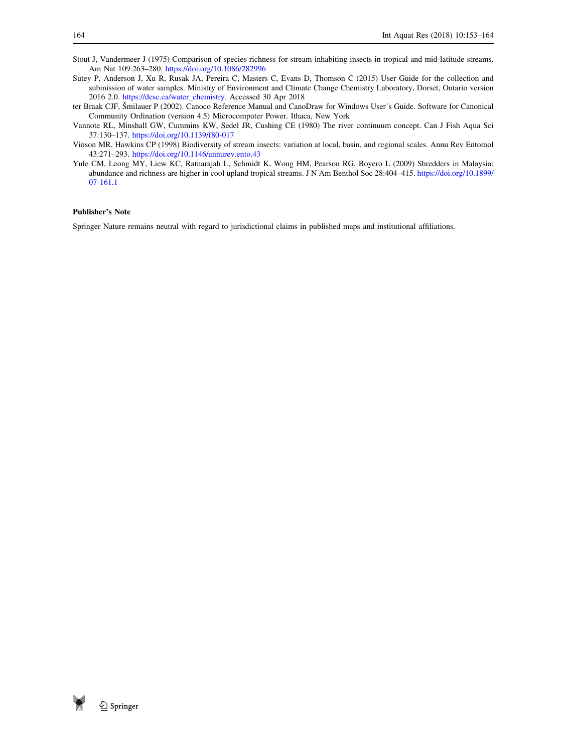Stout J, Vandermeer J (1975) Comparison of species richness for stream-inhabiting insects in tropical and mid-latitude streams. Am Nat 109:263–280. https://doi.org/10.1086/282996

Sutey P, Anderson J, Xu R, Rusak JA, Pereira C, Masters C, Evans D, Thomson C (2015) User Guide for the collection and submission of water samples. Ministry of Environment and Climate Change Chemistry Laboratory, Dorset, Ontario version 2016 2.0. https://desc.ca/water_chemistry. Accessed 30 Apr 2018

ter Braak CJF, Šmilauer P (2002). Canoco Reference Manual and CanoDraw for Windows User´s Guide. Software for Canonical Community Ordination (version 4.5) Microcomputer Power. Ithaca, New York

Vannote RL, Minshall GW, Cummins KW, Sedel JR, Cushing CE (1980) The river continuum concept. Can J Fish Aqua Sci 37:130–137. https://doi.org/10.1139/f80-017

Vinson MR, Hawkins CP (1998) Biodiversity of stream insects: variation at local, basin, and regional scales. Annu Rev Entomol 43:271–293. https://doi.org/10.1146/annurev.ento.43

Yule CM, Leong MY, Liew KC, Ratnarajah L, Schmidt K, Wong HM, Pearson RG, Boyero L (2009) Shredders in Malaysia: abundance and richness are higher in cool upland tropical streams. J N Am Benthol Soc 28:404–415. https://doi.org/10.1899/07-161.1

**Publisher's Note**

Springer Nature remains neutral with regard to jurisdictional claims in published maps and institutional affiliations.